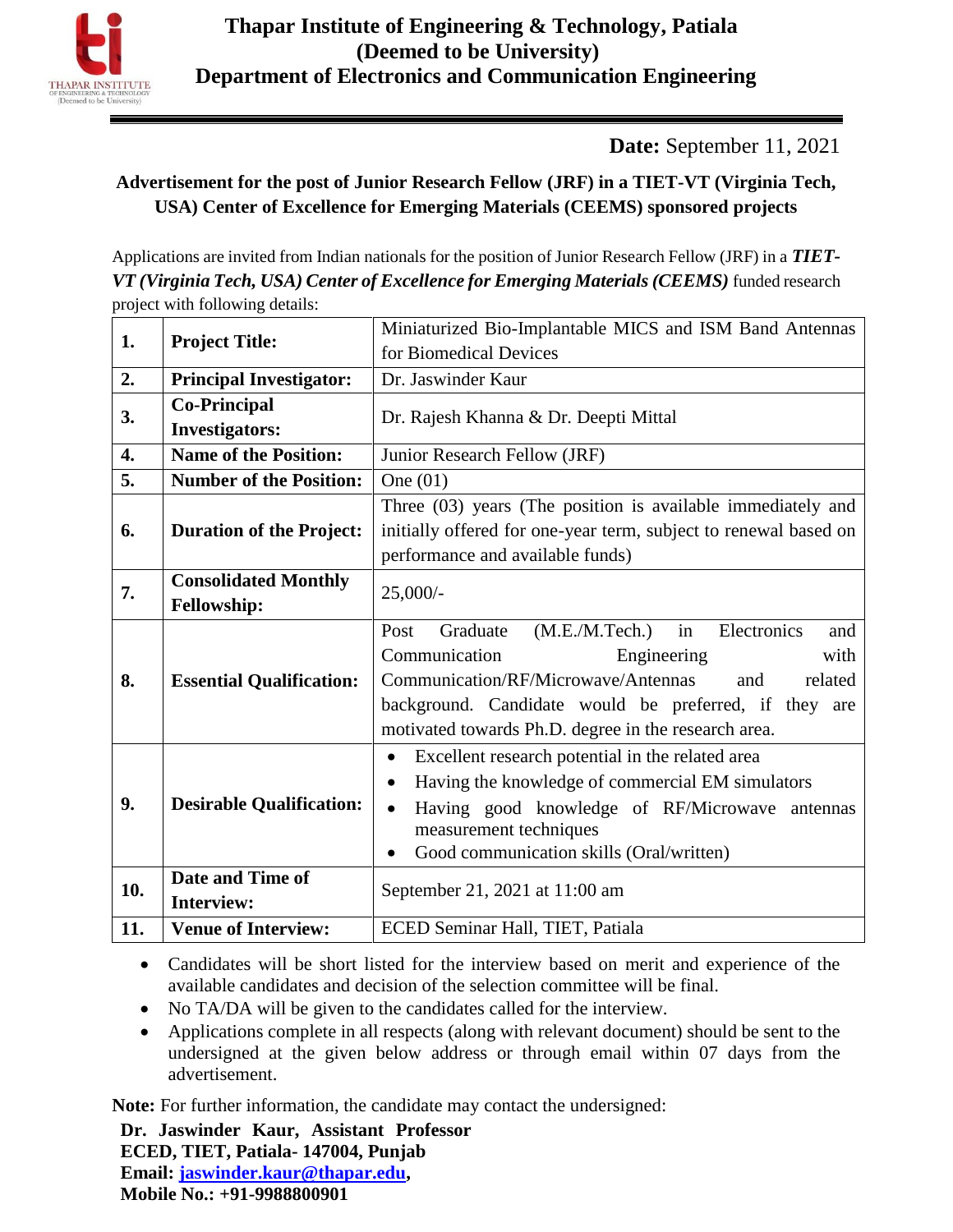# Thapar Institute of Engineering & Technology, Patiala
## (Deemed to be University)
## Department of Electronics and Communication Engineering

**Date:** September 11, 2021

### Advertisement for the post of Junior Research Fellow (JRF) in a TIET-VT (Virginia Tech, USA) Center of Excellence for Emerging Materials (CEEMS) sponsored projects

Applications are invited from Indian nationals for the position of Junior Research Fellow (JRF) in a ***TIET-VT (Virginia Tech, USA) Center of Excellence for Emerging Materials (CEEMS)*** funded research project with following details:

| | | |
|---|---|---|
| **1.** | **Project Title:** | Miniaturized Bio-Implantable MICS and ISM Band Antennas for Biomedical Devices |
| **2.** | **Principal Investigator:** | Dr. Jaswinder Kaur |
| **3.** | **Co-Principal Investigators:** | Dr. Rajesh Khanna & Dr. Deepti Mittal |
| **4.** | **Name of the Position:** | Junior Research Fellow (JRF) |
| **5.** | **Number of the Position:** | One (01) |
| **6.** | **Duration of the Project:** | Three (03) years (The position is available immediately and initially offered for one-year term, subject to renewal based on performance and available funds) |
| **7.** | **Consolidated Monthly Fellowship:** | 25,000/- |
| **8.** | **Essential Qualification:** | Post Graduate (M.E./M.Tech.) in Electronics and Communication Engineering with Communication/RF/Microwave/Antennas and related background. Candidate would be preferred, if they are motivated towards Ph.D. degree in the research area. |
| **9.** | **Desirable Qualification:** | • Excellent research potential in the related area<br>• Having the knowledge of commercial EM simulators<br>• Having good knowledge of RF/Microwave antennas measurement techniques<br>• Good communication skills (Oral/written) |
| **10.** | **Date and Time of Interview:** | September 21, 2021 at 11:00 am |
| **11.** | **Venue of Interview:** | ECED Seminar Hall, TIET, Patiala |

- Candidates will be short listed for the interview based on merit and experience of the available candidates and decision of the selection committee will be final.
- No TA/DA will be given to the candidates called for the interview.
- Applications complete in all respects (along with relevant document) should be sent to the undersigned at the given below address or through email within 07 days from the advertisement.

**Note:** For further information, the candidate may contact the undersigned:

**Dr. Jaswinder Kaur, Assistant Professor**
**ECED, TIET, Patiala- 147004, Punjab**
**Email: jaswinder.kaur@thapar.edu,**
**Mobile No.: +91-9988800901**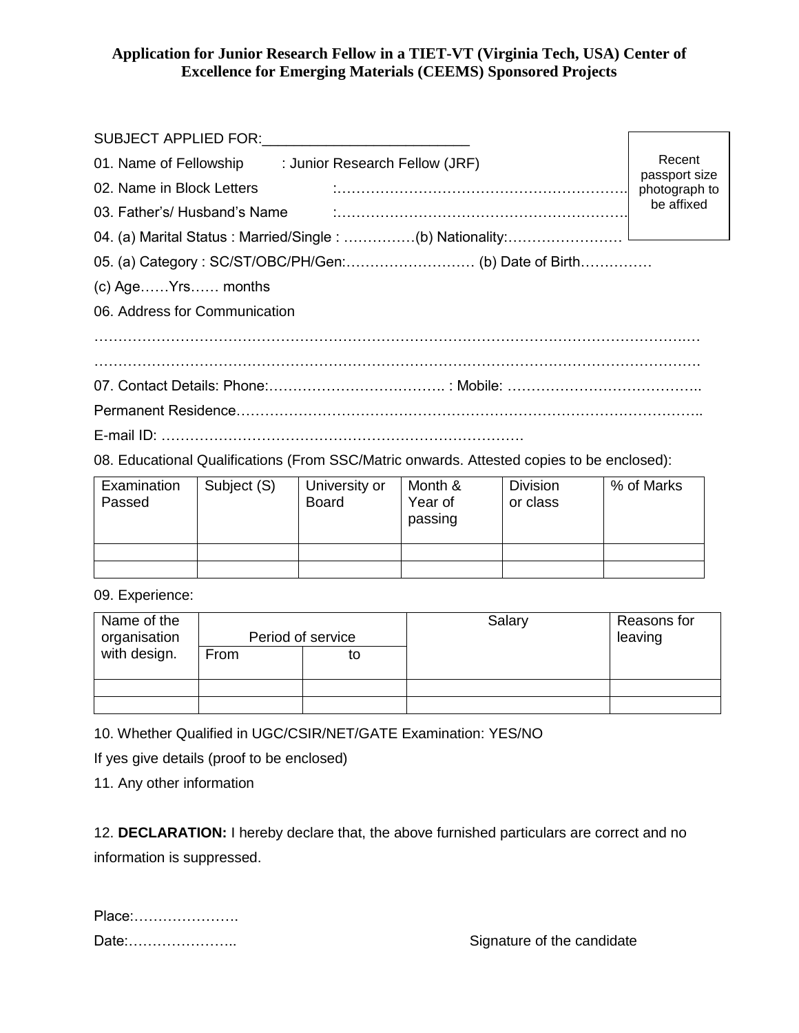**Application for Junior Research Fellow in a TIET-VT (Virginia Tech, USA) Center of Excellence for Emerging Materials (CEEMS) Sponsored Projects**

Recent passport size photograph to be affixed

SUBJECT APPLIED FOR:__________________________

01. Name of Fellowship : Junior Research Fellow (JRF)

02. Name in Block Letters :…………………………………………………….

03. Father's/ Husband's Name :…………………………………………………….

04. (a) Marital Status : Married/Single : ……………(b) Nationality:……………………

05. (a) Category : SC/ST/OBC/PH/Gen:……………………… (b) Date of Birth……………

(c) Age……Yrs…… months

06. Address for Communication

…………………………………………………………………………………………………….

…………………………………………………………………………………………………….

07. Contact Details: Phone:………………………………. : Mobile: …………………………………..

Permanent Residence……………………………………………………………………………………..

E-mail ID: …………………………………………………………………

08. Educational Qualifications (From SSC/Matric onwards. Attested copies to be enclosed):

| Examination Passed | Subject (S) | University or Board | Month & Year of passing | Division or class | % of Marks |
|---|---|---|---|---|---|
| | | | | | |
| | | | | | |

09. Experience:

| Name of the organisation with design. | Period of service | | Salary | Reasons for leaving |
|---|---|---|---|---|
| | From | to | | |
| | | | | |
| | | | | |

10. Whether Qualified in UGC/CSIR/NET/GATE Examination: YES/NO

If yes give details (proof to be enclosed)

11. Any other information

12. **DECLARATION:** I hereby declare that, the above furnished particulars are correct and no information is suppressed.

Place:………………….

Date:………………….. Signature of the candidate